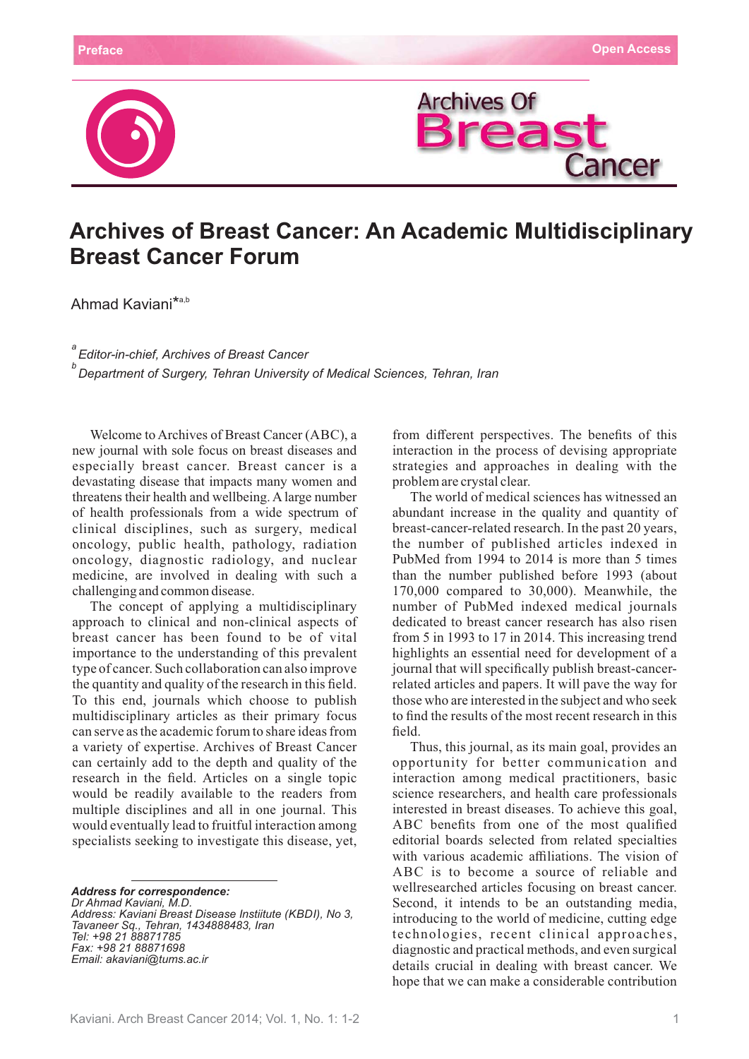Preface

Open Access

# Archives of Breast Cancer: An Academic Multidisciplinary Breast Cancer Forum

Ahmad Kaviani*[a,b]

[a] *Editor-in-chief, Archives of Breast Cancer*
[b] *Department of Surgery, Tehran University of Medical Sciences, Tehran, Iran*

Welcome to Archives of Breast Cancer (ABC), a new journal with sole focus on breast diseases and especially breast cancer. Breast cancer is a devastating disease that impacts many women and threatens their health and wellbeing. A large number of health professionals from a wide spectrum of clinical disciplines, such as surgery, medical oncology, public health, pathology, radiation oncology, diagnostic radiology, and nuclear medicine, are involved in dealing with such a challenging and common disease.

The concept of applying a multidisciplinary approach to clinical and non-clinical aspects of breast cancer has been found to be of vital importance to the understanding of this prevalent type of cancer. Such collaboration can also improve the quantity and quality of the research in this field. To this end, journals which choose to publish multidisciplinary articles as their primary focus can serve as the academic forum to share ideas from a variety of expertise. Archives of Breast Cancer can certainly add to the depth and quality of the research in the field. Articles on a single topic would be readily available to the readers from multiple disciplines and all in one journal. This would eventually lead to fruitful interaction among specialists seeking to investigate this disease, yet, from different perspectives. The benefits of this interaction in the process of devising appropriate strategies and approaches in dealing with the problem are crystal clear.

The world of medical sciences has witnessed an abundant increase in the quality and quantity of breast-cancer-related research. In the past 20 years, the number of published articles indexed in PubMed from 1994 to 2014 is more than 5 times than the number published before 1993 (about 170,000 compared to 30,000). Meanwhile, the number of PubMed indexed medical journals dedicated to breast cancer research has also risen from 5 in 1993 to 17 in 2014. This increasing trend highlights an essential need for development of a journal that will specifically publish breast-cancer-related articles and papers. It will pave the way for those who are interested in the subject and who seek to find the results of the most recent research in this field.

Thus, this journal, as its main goal, provides an opportunity for better communication and interaction among medical practitioners, basic science researchers, and health care professionals interested in breast diseases. To achieve this goal, ABC benefits from one of the most qualified editorial boards selected from related specialties with various academic affiliations. The vision of ABC is to become a source of reliable and wellresearched articles focusing on breast cancer. Second, it intends to be an outstanding media, introducing to the world of medicine, cutting edge technologies, recent clinical approaches, diagnostic and practical methods, and even surgical details crucial in dealing with breast cancer. We hope that we can make a considerable contribution

***Address for correspondence:***
*Dr Ahmad Kaviani, M.D.*
*Address: Kaviani Breast Disease Instiitute (KBDI), No 3, Tavaneer Sq., Tehran, 1434888483, Iran*
*Tel: +98 21 88871785*
*Fax: +98 21 88871698*
*Email: akaviani@tums.ac.ir*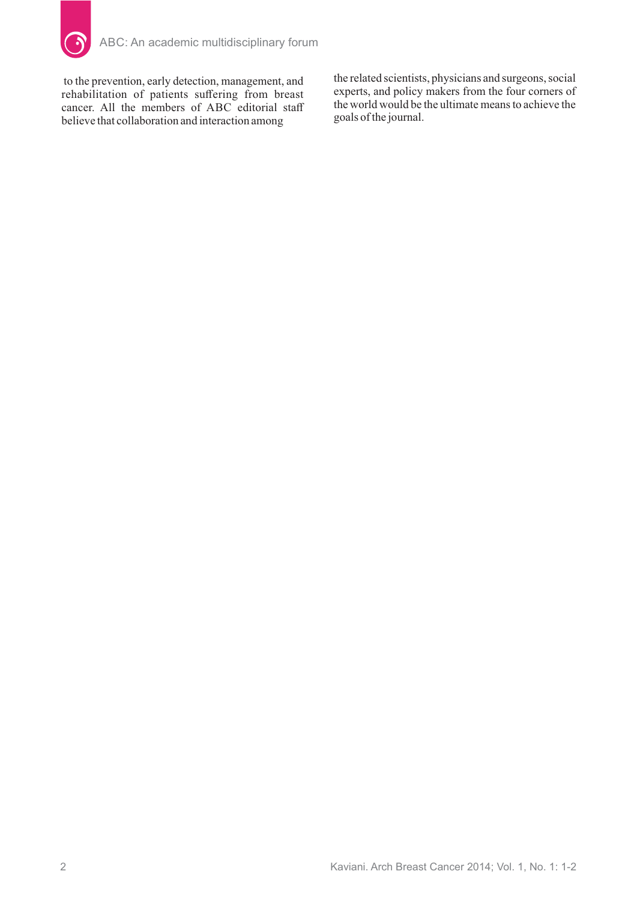to the prevention, early detection, management, and rehabilitation of patients suffering from breast cancer. All the members of ABC editorial staff believe that collaboration and interaction among the related scientists, physicians and surgeons, social experts, and policy makers from the four corners of the world would be the ultimate means to achieve the goals of the journal.